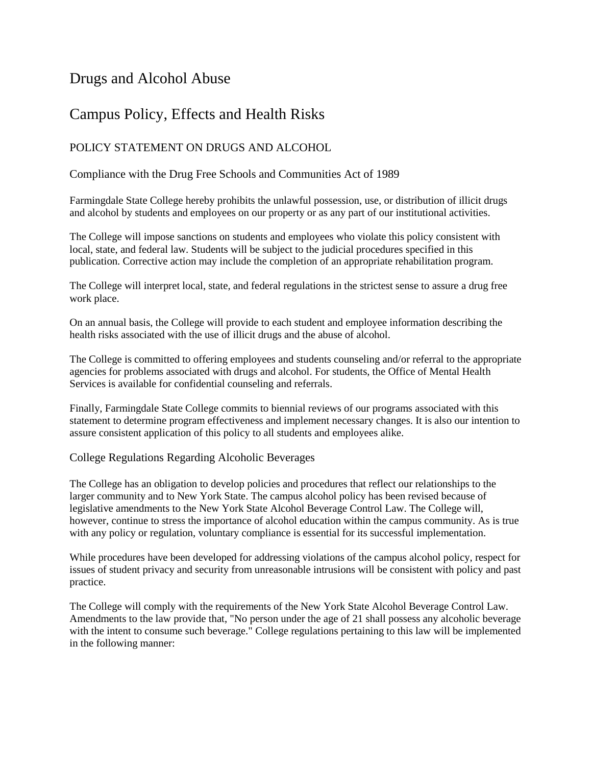# Drugs and Alcohol Abuse

## Campus Policy, Effects and Health Risks

### POLICY STATEMENT ON DRUGS AND ALCOHOL

#### Compliance with the Drug Free Schools and Communities Act of 1989

Farmingdale State College hereby prohibits the unlawful possession, use, or distribution of illicit drugs and alcohol by students and employees on our property or as any part of our institutional activities.

The College will impose sanctions on students and employees who violate this policy consistent with local, state, and federal law. Students will be subject to the judicial procedures specified in this publication. Corrective action may include the completion of an appropriate rehabilitation program.

The College will interpret local, state, and federal regulations in the strictest sense to assure a drug free work place.

On an annual basis, the College will provide to each student and employee information describing the health risks associated with the use of illicit drugs and the abuse of alcohol.

The College is committed to offering employees and students counseling and/or referral to the appropriate agencies for problems associated with drugs and alcohol. For students, the Office of Mental Health Services is available for confidential counseling and referrals.

Finally, Farmingdale State College commits to biennial reviews of our programs associated with this statement to determine program effectiveness and implement necessary changes. It is also our intention to assure consistent application of this policy to all students and employees alike.

#### College Regulations Regarding Alcoholic Beverages

The College has an obligation to develop policies and procedures that reflect our relationships to the larger community and to New York State. The campus alcohol policy has been revised because of legislative amendments to the New York State Alcohol Beverage Control Law. The College will, however, continue to stress the importance of alcohol education within the campus community. As is true with any policy or regulation, voluntary compliance is essential for its successful implementation.

While procedures have been developed for addressing violations of the campus alcohol policy, respect for issues of student privacy and security from unreasonable intrusions will be consistent with policy and past practice.

The College will comply with the requirements of the New York State Alcohol Beverage Control Law. Amendments to the law provide that, "No person under the age of 21 shall possess any alcoholic beverage with the intent to consume such beverage." College regulations pertaining to this law will be implemented in the following manner: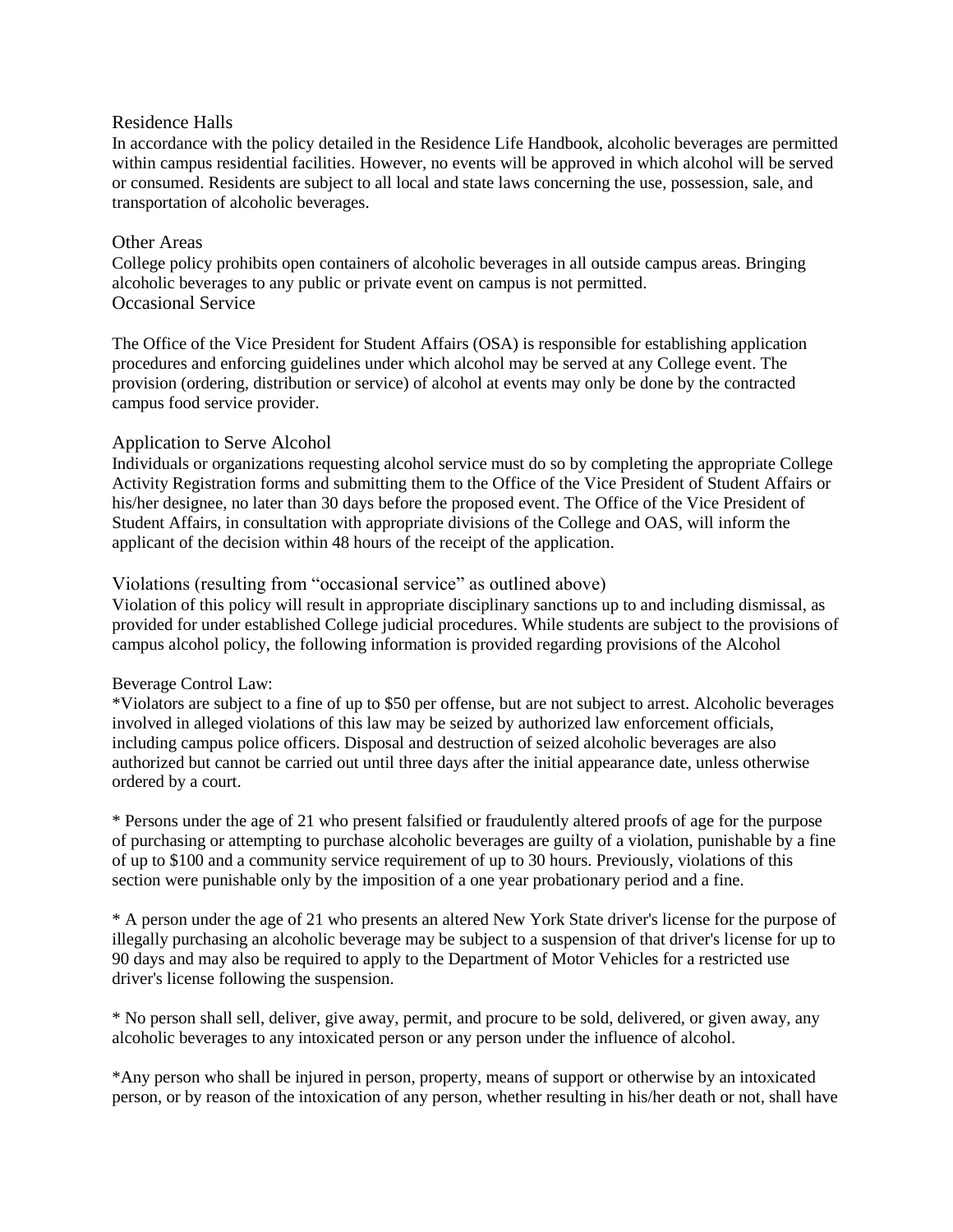## Residence Halls

In accordance with the policy detailed in the Residence Life Handbook, alcoholic beverages are permitted within campus residential facilities. However, no events will be approved in which alcohol will be served or consumed. Residents are subject to all local and state laws concerning the use, possession, sale, and transportation of alcoholic beverages.

## Other Areas

College policy prohibits open containers of alcoholic beverages in all outside campus areas. Bringing alcoholic beverages to any public or private event on campus is not permitted.

## Occasional Service

The Office of the Vice President for Student Affairs (OSA) is responsible for establishing application procedures and enforcing guidelines under which alcohol may be served at any College event. The provision (ordering, distribution or service) of alcohol at events may only be done by the contracted campus food service provider.

## Application to Serve Alcohol

Individuals or organizations requesting alcohol service must do so by completing the appropriate College Activity Registration forms and submitting them to the Office of the Vice President of Student Affairs or his/her designee, no later than 30 days before the proposed event. The Office of the Vice President of Student Affairs, in consultation with appropriate divisions of the College and OAS, will inform the applicant of the decision within 48 hours of the receipt of the application.

## Violations (resulting from "occasional service" as outlined above)

Violation of this policy will result in appropriate disciplinary sanctions up to and including dismissal, as provided for under established College judicial procedures. While students are subject to the provisions of campus alcohol policy, the following information is provided regarding provisions of the Alcohol

Beverage Control Law:

*Violators are subject to a fine of up to $50 per offense, but are not subject to arrest. Alcoholic beverages involved in alleged violations of this law may be seized by authorized law enforcement officials, including campus police officers. Disposal and destruction of seized alcoholic beverages are also authorized but cannot be carried out until three days after the initial appearance date, unless otherwise ordered by a court.

* Persons under the age of 21 who present falsified or fraudulently altered proofs of age for the purpose of purchasing or attempting to purchase alcoholic beverages are guilty of a violation, punishable by a fine of up to $100 and a community service requirement of up to 30 hours. Previously, violations of this section were punishable only by the imposition of a one year probationary period and a fine.

* A person under the age of 21 who presents an altered New York State driver's license for the purpose of illegally purchasing an alcoholic beverage may be subject to a suspension of that driver's license for up to 90 days and may also be required to apply to the Department of Motor Vehicles for a restricted use driver's license following the suspension.

* No person shall sell, deliver, give away, permit, and procure to be sold, delivered, or given away, any alcoholic beverages to any intoxicated person or any person under the influence of alcohol.

*Any person who shall be injured in person, property, means of support or otherwise by an intoxicated person, or by reason of the intoxication of any person, whether resulting in his/her death or not, shall have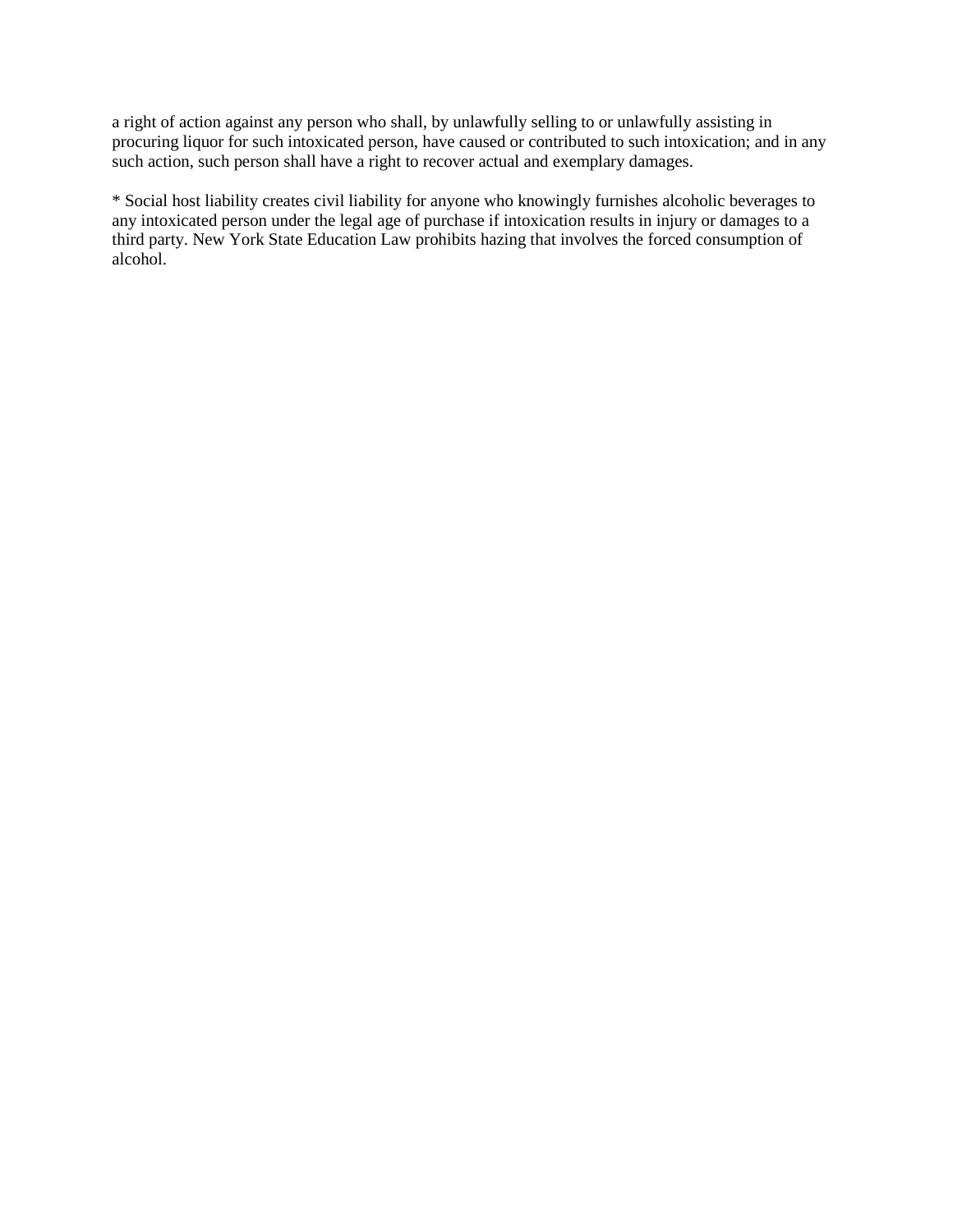a right of action against any person who shall, by unlawfully selling to or unlawfully assisting in procuring liquor for such intoxicated person, have caused or contributed to such intoxication; and in any such action, such person shall have a right to recover actual and exemplary damages.

* Social host liability creates civil liability for anyone who knowingly furnishes alcoholic beverages to any intoxicated person under the legal age of purchase if intoxication results in injury or damages to a third party. New York State Education Law prohibits hazing that involves the forced consumption of alcohol.